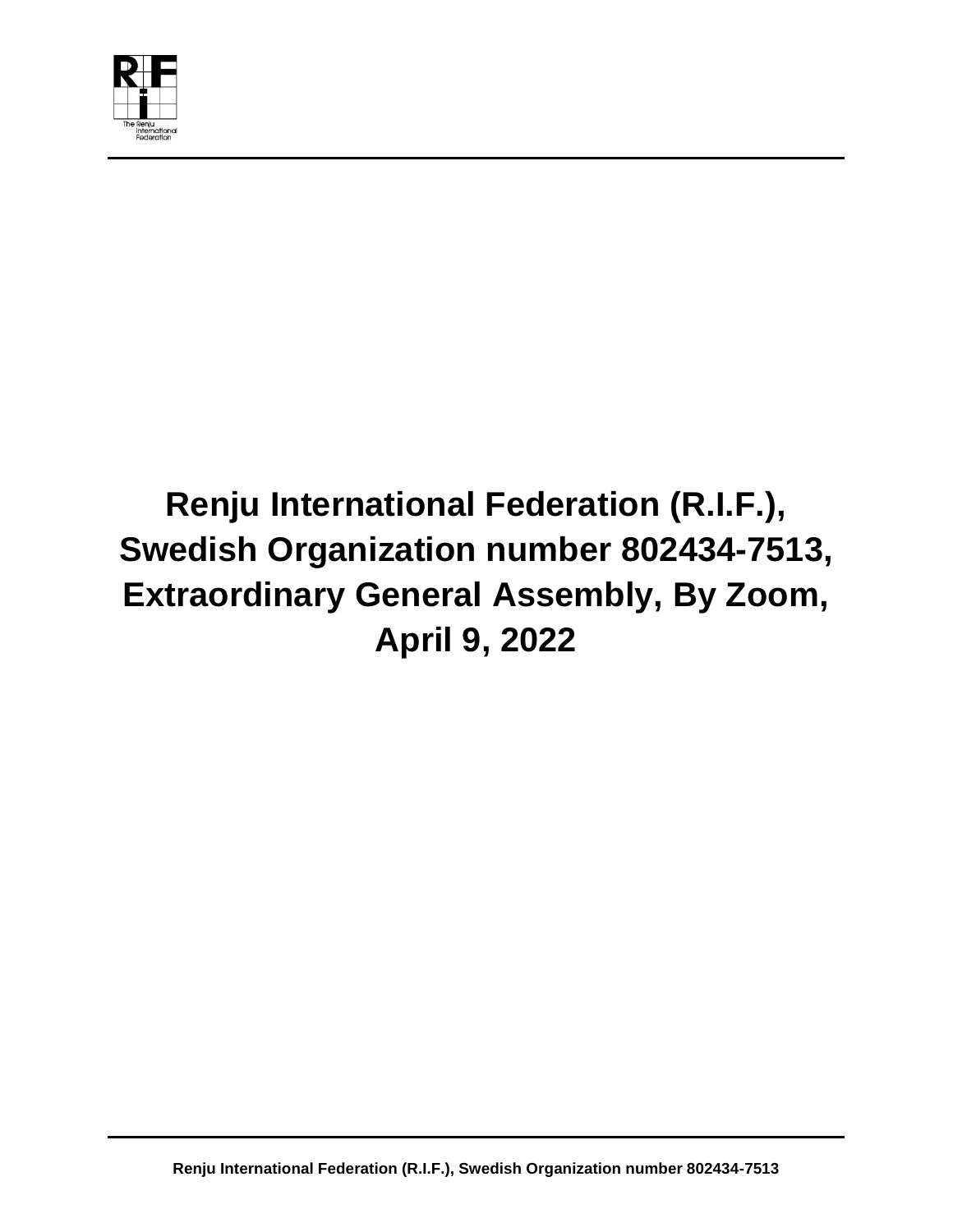# Renju International Federation (R.I.F.), Swedish Organization number 802434-7513, Extraordinary General Assembly, By Zoom, April 9, 2022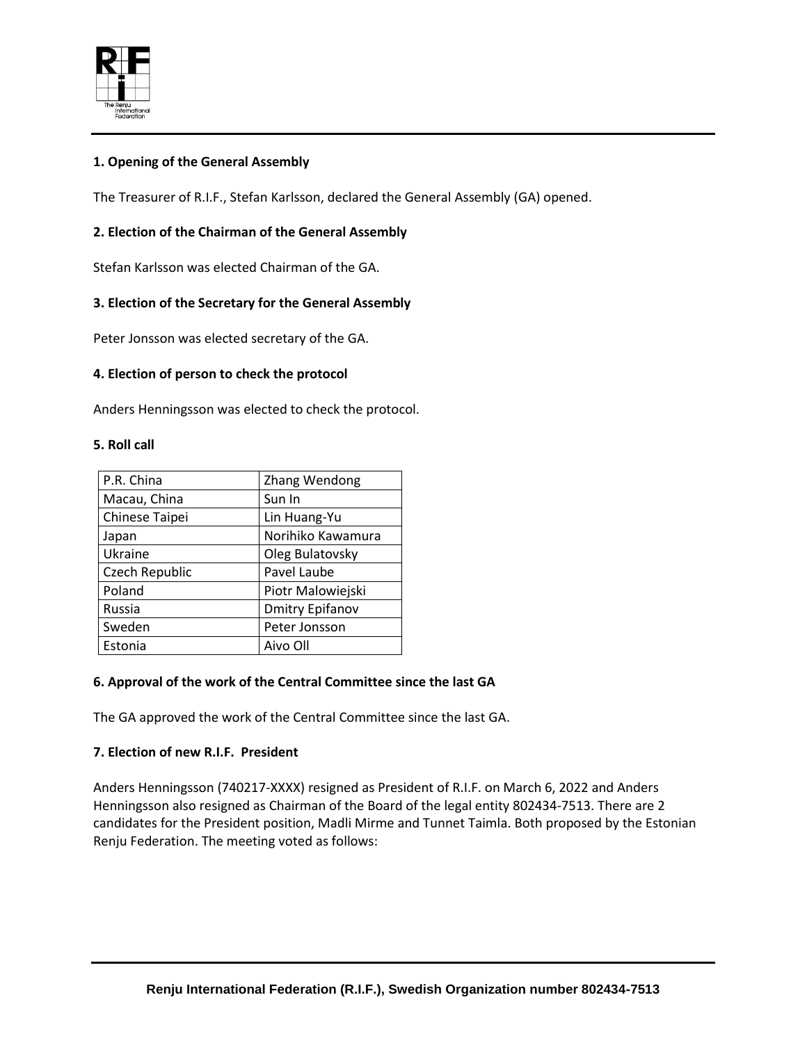**1. Opening of the General Assembly**

The Treasurer of R.I.F., Stefan Karlsson, declared the General Assembly (GA) opened.

**2. Election of the Chairman of the General Assembly**

Stefan Karlsson was elected Chairman of the GA.

**3. Election of the Secretary for the General Assembly**

Peter Jonsson was elected secretary of the GA.

**4. Election of person to check the protocol**

Anders Henningsson was elected to check the protocol.

**5. Roll call**

| | |
|---|---|
| P.R. China | Zhang Wendong |
| Macau, China | Sun In |
| Chinese Taipei | Lin Huang-Yu |
| Japan | Norihiko Kawamura |
| Ukraine | Oleg Bulatovsky |
| Czech Republic | Pavel Laube |
| Poland | Piotr Malowiejski |
| Russia | Dmitry Epifanov |
| Sweden | Peter Jonsson |
| Estonia | Aivo Oll |

**6. Approval of the work of the Central Committee since the last GA**

The GA approved the work of the Central Committee since the last GA.

**7. Election of new R.I.F. President**

Anders Henningsson (740217-XXXX) resigned as President of R.I.F. on March 6, 2022 and Anders Henningsson also resigned as Chairman of the Board of the legal entity 802434-7513. There are 2 candidates for the President position, Madli Mirme and Tunnet Taimla. Both proposed by the Estonian Renju Federation. The meeting voted as follows: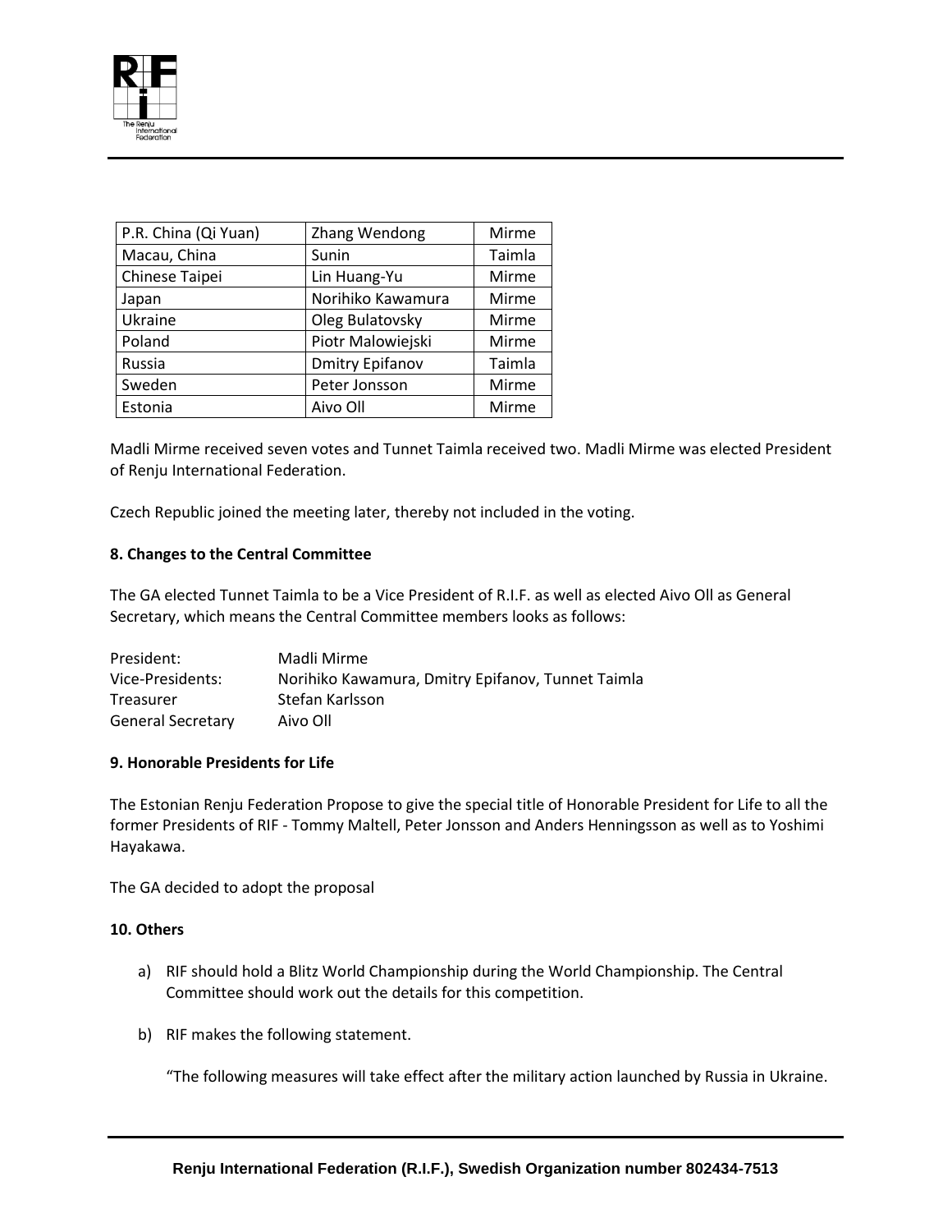| P.R. China (Qi Yuan) | Zhang Wendong | Mirme |
|---|---|---|
| Macau, China | Sunin | Taimla |
| Chinese Taipei | Lin Huang-Yu | Mirme |
| Japan | Norihiko Kawamura | Mirme |
| Ukraine | Oleg Bulatovsky | Mirme |
| Poland | Piotr Malowiejski | Mirme |
| Russia | Dmitry Epifanov | Taimla |
| Sweden | Peter Jonsson | Mirme |
| Estonia | Aivo Oll | Mirme |

Madli Mirme received seven votes and Tunnet Taimla received two. Madli Mirme was elected President of Renju International Federation.

Czech Republic joined the meeting later, thereby not included in the voting.

**8. Changes to the Central Committee**

The GA elected Tunnet Taimla to be a Vice President of R.I.F. as well as elected Aivo Oll as General Secretary, which means the Central Committee members looks as follows:

| | |
|---|---|
| President: | Madli Mirme |
| Vice-Presidents: | Norihiko Kawamura, Dmitry Epifanov, Tunnet Taimla |
| Treasurer | Stefan Karlsson |
| General Secretary | Aivo Oll |

**9. Honorable Presidents for Life**

The Estonian Renju Federation Propose to give the special title of Honorable President for Life to all the former Presidents of RIF - Tommy Maltell, Peter Jonsson and Anders Henningsson as well as to Yoshimi Hayakawa.

The GA decided to adopt the proposal

**10. Others**

a) RIF should hold a Blitz World Championship during the World Championship. The Central Committee should work out the details for this competition.

b) RIF makes the following statement.

"The following measures will take effect after the military action launched by Russia in Ukraine.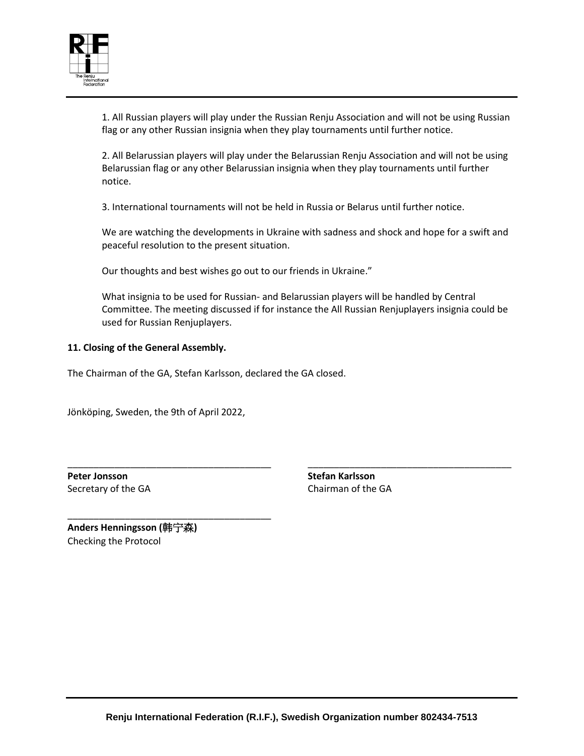1. All Russian players will play under the Russian Renju Association and will not be using Russian flag or any other Russian insignia when they play tournaments until further notice.

2. All Belarussian players will play under the Belarussian Renju Association and will not be using Belarussian flag or any other Belarussian insignia when they play tournaments until further notice.

3. International tournaments will not be held in Russia or Belarus until further notice.

We are watching the developments in Ukraine with sadness and shock and hope for a swift and peaceful resolution to the present situation.

Our thoughts and best wishes go out to our friends in Ukraine."

What insignia to be used for Russian- and Belarussian players will be handled by Central Committee. The meeting discussed if for instance the All Russian Renjuplayers insignia could be used for Russian Renjuplayers.

**11. Closing of the General Assembly.**

The Chairman of the GA, Stefan Karlsson, declared the GA closed.

Jönköping, Sweden, the 9th of April 2022,

________________________________________

**Peter Jonsson**
Secretary of the GA

________________________________________

**Stefan Karlsson**
Chairman of the GA

________________________________________

**Anders Henningsson (韩宁森)**
Checking the Protocol